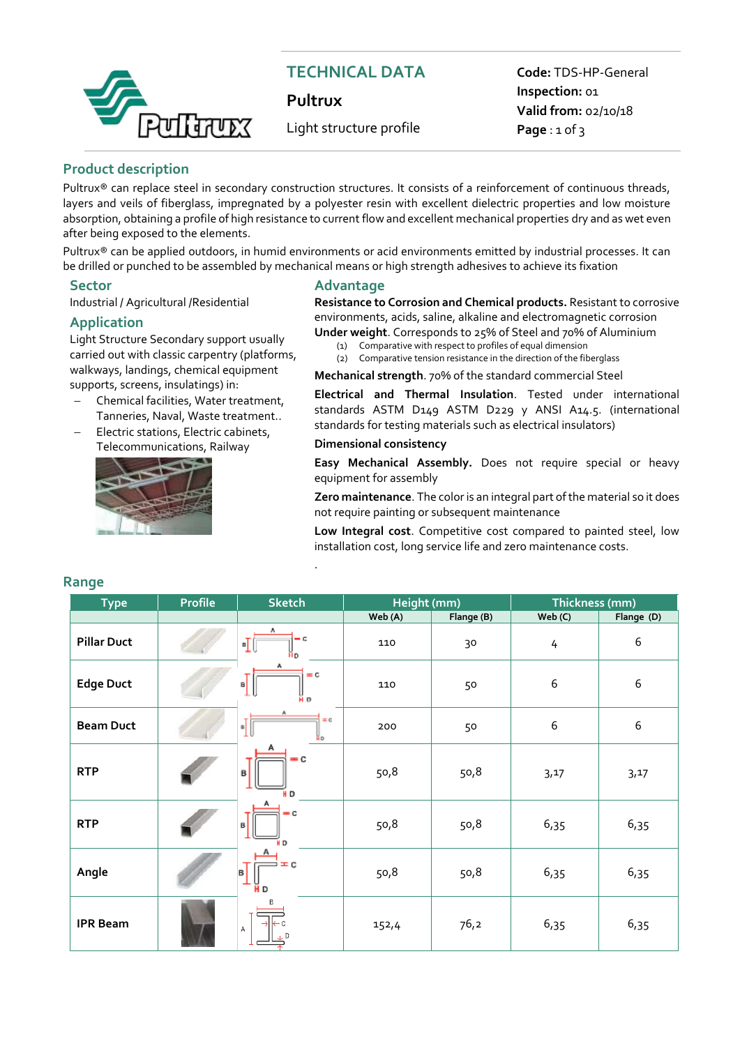# TECHNICAL DATA

**Pultrux**

Light structure profile

**Code:** TDS-HP-General
**Inspection:** 01
**Valid from:** 02/10/18

## Product description

Pultrux® can replace steel in secondary construction structures. It consists of a reinforcement of continuous threads, layers and veils of fiberglass, impregnated by a polyester resin with excellent dielectric properties and low moisture absorption, obtaining a profile of high resistance to current flow and excellent mechanical properties dry and as wet even after being exposed to the elements.

Pultrux® can be applied outdoors, in humid environments or acid environments emitted by industrial processes. It can be drilled or punched to be assembled by mechanical means or high strength adhesives to achieve its fixation

### Sector

Industrial / Agricultural /Residential

### Application

Light Structure Secondary support usually carried out with classic carpentry (platforms, walkways, landings, chemical equipment supports, screens, insulatings) in:

- Chemical facilities, Water treatment, Tanneries, Naval, Waste treatment..
- Electric stations, Electric cabinets, Telecommunications, Railway

### Advantage

**Resistance to Corrosion and Chemical products.** Resistant to corrosive environments, acids, saline, alkaline and electromagnetic corrosion

**Under weight**. Corresponds to 25% of Steel and 70% of Aluminium

(1) Comparative with respect to profiles of equal dimension
(2) Comparative tension resistance in the direction of the fiberglass

**Mechanical strength**. 70% of the standard commercial Steel

**Electrical and Thermal Insulation**. Tested under international standards ASTM D149 ASTM D229 y ANSI A14.5. (international standards for testing materials such as electrical insulators)

**Dimensional consistency**

**Easy Mechanical Assembly.** Does not require special or heavy equipment for assembly

**Zero maintenance**. The color is an integral part of the material so it does not require painting or subsequent maintenance

**Low Integral cost**. Competitive cost compared to painted steel, low installation cost, long service life and zero maintenance costs.

## Range

| Type | Profile | Sketch | Height (mm) | | Thickness (mm) | |
|---|---|---|---|---|---|---|
| | | | Web (A) | Flange (B) | Web (C) | Flange (D) |
| **Pillar Duct** | | | 110 | 30 | 4 | 6 |
| **Edge Duct** | | | 110 | 50 | 6 | 6 |
| **Beam Duct** | | | 200 | 50 | 6 | 6 |
| **RTP** | | | 50,8 | 50,8 | 3,17 | 3,17 |
| **RTP** | | | 50,8 | 50,8 | 6,35 | 6,35 |
| **Angle** | | | 50,8 | 50,8 | 6,35 | 6,35 |
| **IPR Beam** | | | 152,4 | 76,2 | 6,35 | 6,35 |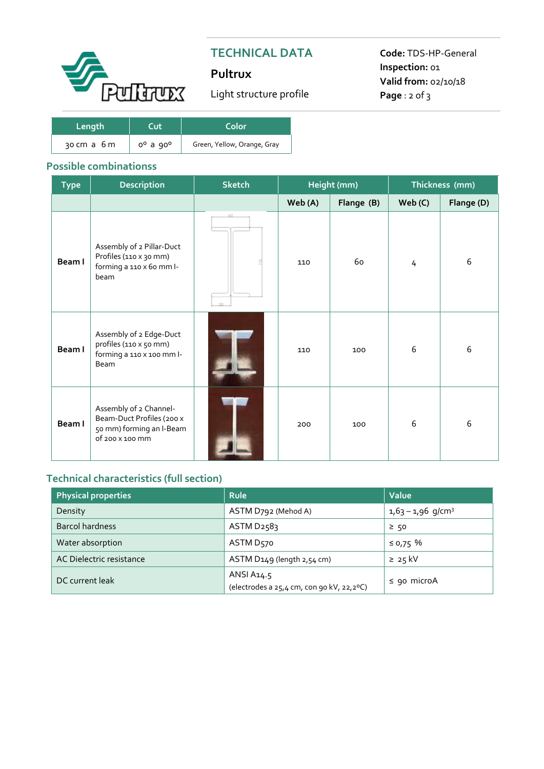| Length | Cut | Color |
|---|---|---|
| 30 cm a 6 m | 0º a 90º | Green, Yellow, Orange, Gray |

## Possible combinationss

| Type | Description | Sketch | Height (mm) | | Thickness (mm) | |
|---|---|---|---|---|---|---|
| | | | Web (A) | Flange (B) | Web (C) | Flange (D) |
| **Beam I** | Assembly of 2 Pillar-Duct Profiles (110 x 30 mm) forming a 110 x 60 mm I-beam | | 110 | 60 | 4 | 6 |
| **Beam I** | Assembly of 2 Edge-Duct profiles (110 x 50 mm) forming a 110 x 100 mm I-Beam | | 110 | 100 | 6 | 6 |
| **Beam I** | Assembly of 2 Channel-Beam-Duct Profiles (200 x 50 mm) forming an I-Beam of 200 x 100 mm | | 200 | 100 | 6 | 6 |

## Technical characteristics (full section)

| Physical properties | Rule | Value |
|---|---|---|
| Density | ASTM D792 (Mehod A) | 1,63 – 1,96 g/cm$^3$ |
| Barcol hardness | ASTM D2583 | ≥ 50 |
| Water absorption | ASTM D570 | ≤ 0,75 % |
| AC Dielectric resistance | ASTM D149 (length 2,54 cm) | ≥ 25 kV |
| DC current leak | ANSI A14.5 (electrodes a 25,4 cm, con 90 kV, 22,2ºC) | ≤ 90 microA |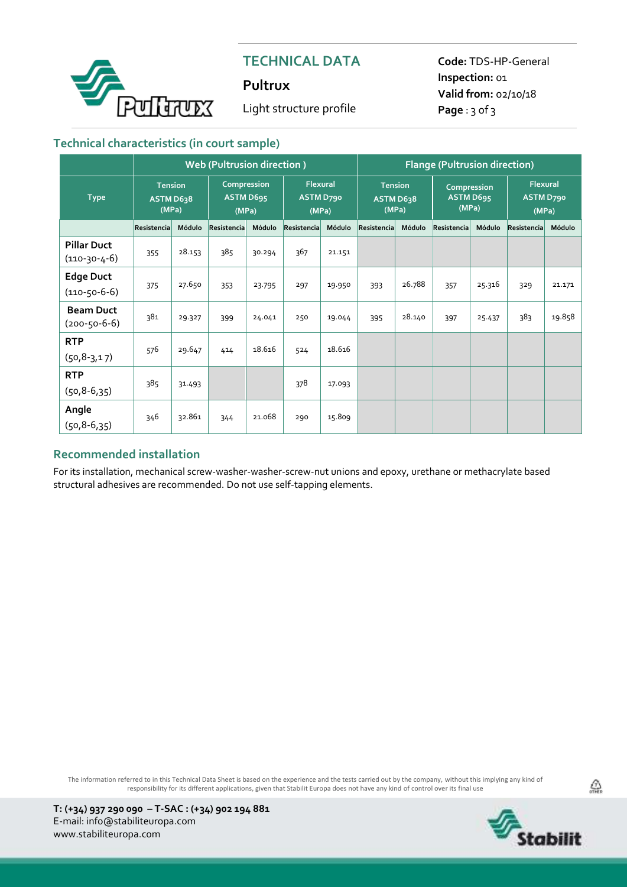# TECHNICAL DATA

**Pultrux**

Light structure profile

**Code:** TDS-HP-General
**Inspection:** 01
**Valid from:** 02/10/18

## Technical characteristics (in court sample)

| Type | Web (Pultrusion direction ) | | | | | | Flange (Pultrusion direction) | | | | | |
|---|---|---|---|---|---|---|---|---|---|---|---|---|
| | Tension ASTM D638 (MPa) | | Compression ASTM D695 (MPa) | | Flexural ASTM D790 (MPa) | | Tension ASTM D638 (MPa) | | Compression ASTM D695 (MPa) | | Flexural ASTM D790 (MPa) | |
| | Resistencia | Módulo | Resistencia | Módulo | Resistencia | Módulo | Resistencia | Módulo | Resistencia | Módulo | Resistencia | Módulo |
| **Pillar Duct** (110-30-4-6) | 355 | 28.153 | 385 | 30.294 | 367 | 21.151 | | | | | | |
| **Edge Duct** (110-50-6-6) | 375 | 27.650 | 353 | 23.795 | 297 | 19.950 | 393 | 26.788 | 357 | 25.316 | 329 | 21.171 |
| **Beam Duct** (200-50-6-6) | 381 | 29.327 | 399 | 24.041 | 250 | 19.044 | 395 | 28.140 | 397 | 25.437 | 383 | 19.858 |
| **RTP** (50,8-3,17) | 576 | 29.647 | 414 | 18.616 | 524 | 18.616 | | | | | | |
| **RTP** (50,8-6,35) | 385 | 31.493 | | | 378 | 17.093 | | | | | | |
| **Angle** (50,8-6,35) | 346 | 32.861 | 344 | 21.068 | 290 | 15.809 | | | | | | |

## Recommended installation

For its installation, mechanical screw-washer-washer-screw-nut unions and epoxy, urethane or methacrylate based structural adhesives are recommended. Do not use self-tapping elements.

The information referred to in this Technical Data Sheet is based on the experience and the tests carried out by the company, without this implying any kind of responsibility for its different applications, given that Stabilit Europa does not have any kind of control over its final use

**T: (+34) 937 290 090 – T-SAC : (+34) 902 194 881**
E-mail: info@stabiliteuropa.com
www.stabiliteuropa.com